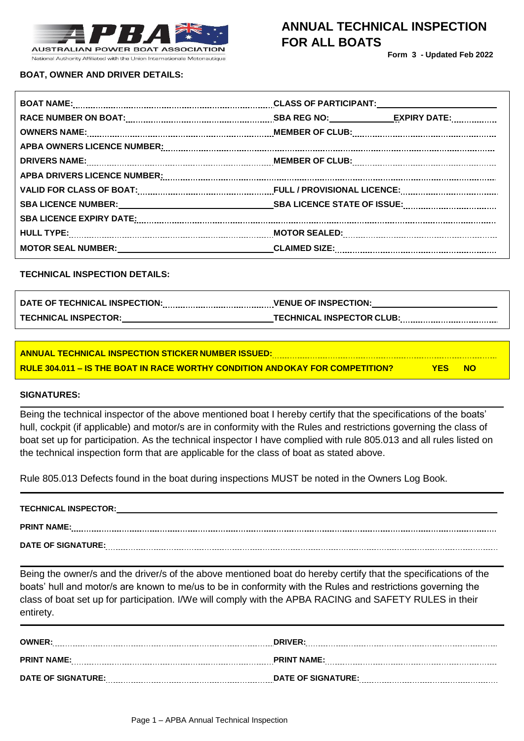AUSTRALIAN POWER BOAT ASSOCIATION

National Authority Affiliated with the Union Internationale Motonautique

# ANNUAL TECHNICAL INSPECTION FOR ALL BOATS

**Form 3 - Updated Feb 2022**

## BOAT, OWNER AND DRIVER DETAILS:

| | |
|---|---|
| **BOAT NAME:** | **CLASS OF PARTICIPANT:** |
| **RACE NUMBER ON BOAT:** | **SBA REG NO:** **EXPIRY DATE:** |
| **OWNERS NAME:** | **MEMBER OF CLUB:** |
| **APBA OWNERS LICENCE NUMBER:** | |
| **DRIVERS NAME:** | **MEMBER OF CLUB:** |
| **APBA DRIVERS LICENCE NUMBER:** | |
| **VALID FOR CLASS OF BOAT:** | **FULL / PROVISIONAL LICENCE:** |
| **SBA LICENCE NUMBER:** | **SBA LICENCE STATE OF ISSUE:** |
| **SBA LICENCE EXPIRY DATE:** | |
| **HULL TYPE:** | **MOTOR SEALED:** |
| **MOTOR SEAL NUMBER:** | **CLAIMED SIZE:** |

## TECHNICAL INSPECTION DETAILS:

| | |
|---|---|
| **DATE OF TECHNICAL INSPECTION:** | **VENUE OF INSPECTION:** |
| **TECHNICAL INSPECTOR:** | **TECHNICAL INSPECTOR CLUB:** |

**ANNUAL TECHNICAL INSPECTION STICKER NUMBER ISSUED:**

**RULE 304.011 – IS THE BOAT IN RACE WORTHY CONDITION AND OKAY FOR COMPETITION? YES NO**

## SIGNATURES:

Being the technical inspector of the above mentioned boat I hereby certify that the specifications of the boats' hull, cockpit (if applicable) and motor/s are in conformity with the Rules and restrictions governing the class of boat set up for participation. As the technical inspector I have complied with rule 805.013 and all rules listed on the technical inspection form that are applicable for the class of boat as stated above.

Rule 805.013 Defects found in the boat during inspections MUST be noted in the Owners Log Book.

**TECHNICAL INSPECTOR:**

**PRINT NAME:**

**DATE OF SIGNATURE:**

Being the owner/s and the driver/s of the above mentioned boat do hereby certify that the specifications of the boats' hull and motor/s are known to me/us to be in conformity with the Rules and restrictions governing the class of boat set up for participation. I/We will comply with the APBA RACING and SAFETY RULES in their entirety.

| | |
|---|---|
| **OWNER:** | **DRIVER:** |
| **PRINT NAME:** | **PRINT NAME:** |
| **DATE OF SIGNATURE:** | **DATE OF SIGNATURE:** |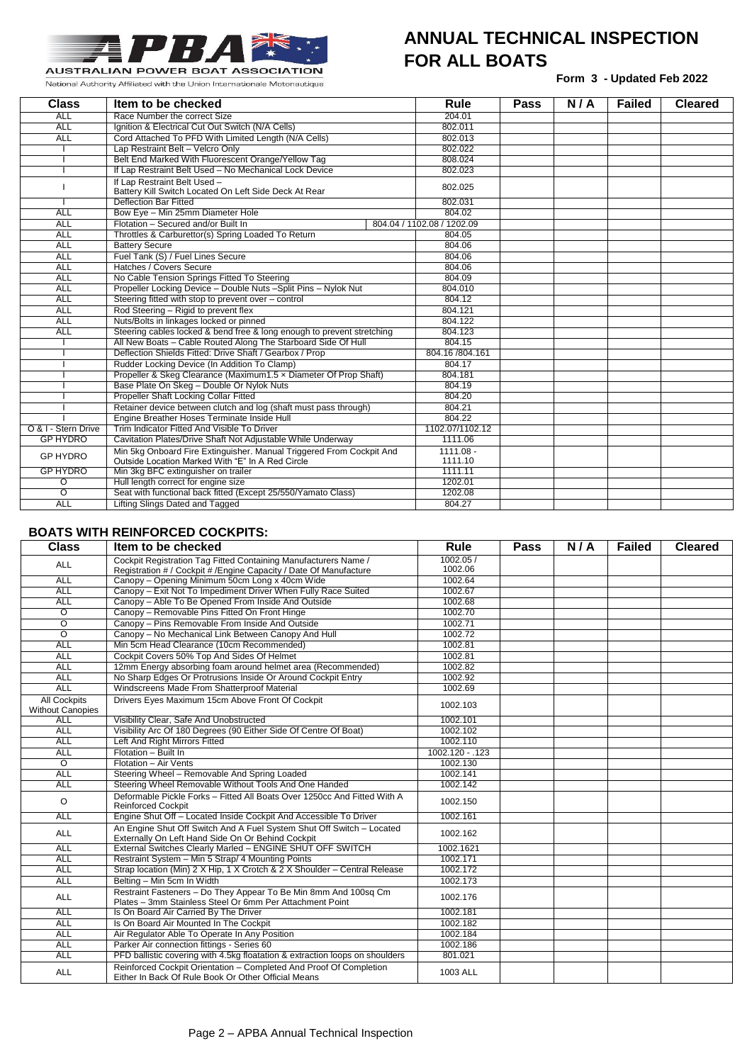# ANNUAL TECHNICAL INSPECTION FOR ALL BOATS

**Form 3 - Updated Feb 2022**

AUSTRALIAN POWER BOAT ASSOCIATION
National Authority Affiliated with the Union Internationale Motonautique

| Class | Item to be checked | Rule | Pass | N / A | Failed | Cleared |
|---|---|---|---|---|---|---|
| ALL | Race Number the correct Size | 204.01 | | | | |
| ALL | Ignition & Electrical Cut Out Switch (N/A Cells) | 802.011 | | | | |
| ALL | Cord Attached To PFD With Limited Length (N/A Cells) | 802.013 | | | | |
| I | Lap Restraint Belt – Velcro Only | 802.022 | | | | |
| I | Belt End Marked With Fluorescent Orange/Yellow Tag | 808.024 | | | | |
| I | If Lap Restraint Belt Used – No Mechanical Lock Device | 802.023 | | | | |
| I | If Lap Restraint Belt Used – Battery Kill Switch Located On Left Side Deck At Rear | 802.025 | | | | |
| I | Deflection Bar Fitted | 802.031 | | | | |
| ALL | Bow Eye – Min 25mm Diameter Hole | 804.02 | | | | |
| ALL | Flotation – Secured and/or Built In | 804.04 / 1102.08 / 1202.09 | | | | |
| ALL | Throttles & Carburettor(s) Spring Loaded To Return | 804.05 | | | | |
| ALL | Battery Secure | 804.06 | | | | |
| ALL | Fuel Tank (S) / Fuel Lines Secure | 804.06 | | | | |
| ALL | Hatches / Covers Secure | 804.06 | | | | |
| ALL | No Cable Tension Springs Fitted To Steering | 804.09 | | | | |
| ALL | Propeller Locking Device – Double Nuts –Split Pins – Nylok Nut | 804.010 | | | | |
| ALL | Steering fitted with stop to prevent over – control | 804.12 | | | | |
| ALL | Rod Steering – Rigid to prevent flex | 804.121 | | | | |
| ALL | Nuts/Bolts in linkages locked or pinned | 804.122 | | | | |
| ALL | Steering cables locked & bend free & long enough to prevent stretching | 804.123 | | | | |
| I | All New Boats – Cable Routed Along The Starboard Side Of Hull | 804.15 | | | | |
| I | Deflection Shields Fitted: Drive Shaft / Gearbox / Prop | 804.16 /804.161 | | | | |
| I | Rudder Locking Device (In Addition To Clamp) | 804.17 | | | | |
| I | Propeller & Skeg Clearance (Maximum1.5 × Diameter Of Prop Shaft) | 804.181 | | | | |
| I | Base Plate On Skeg – Double Or Nylok Nuts | 804.19 | | | | |
| I | Propeller Shaft Locking Collar Fitted | 804.20 | | | | |
| I | Retainer device between clutch and log (shaft must pass through) | 804.21 | | | | |
| I | Engine Breather Hoses Terminate Inside Hull | 804.22 | | | | |
| O & I - Stern Drive | Trim Indicator Fitted And Visible To Driver | 1102.07/1102.12 | | | | |
| GP HYDRO | Cavitation Plates/Drive Shaft Not Adjustable While Underway | 1111.06 | | | | |
| GP HYDRO | Min 5kg Onboard Fire Extinguisher. Manual Triggered From Cockpit And Outside Location Marked With "E" In A Red Circle | 1111.08 - 1111.10 | | | | |
| GP HYDRO | Min 3kg BFC extinguisher on trailer | 1111.11 | | | | |
| O | Hull length correct for engine size | 1202.01 | | | | |
| O | Seat with functional back fitted (Except 25/550/Yamato Class) | 1202.08 | | | | |
| ALL | Lifting Slings Dated and Tagged | 804.27 | | | | |

## BOATS WITH REINFORCED COCKPITS:

| Class | Item to be checked | Rule | Pass | N / A | Failed | Cleared |
|---|---|---|---|---|---|---|
| ALL | Cockpit Registration Tag Fitted Containing Manufacturers Name / Registration # / Cockpit # /Engine Capacity / Date Of Manufacture | 1002.05 / 1002.06 | | | | |
| ALL | Canopy – Opening Minimum 50cm Long x 40cm Wide | 1002.64 | | | | |
| ALL | Canopy – Exit Not To Impediment Driver When Fully Race Suited | 1002.67 | | | | |
| ALL | Canopy – Able To Be Opened From Inside And Outside | 1002.68 | | | | |
| O | Canopy – Removable Pins Fitted On Front Hinge | 1002.70 | | | | |
| O | Canopy – Pins Removable From Inside And Outside | 1002.71 | | | | |
| O | Canopy – No Mechanical Link Between Canopy And Hull | 1002.72 | | | | |
| ALL | Min 5cm Head Clearance (10cm Recommended) | 1002.81 | | | | |
| ALL | Cockpit Covers 50% Top And Sides Of Helmet | 1002.81 | | | | |
| ALL | 12mm Energy absorbing foam around helmet area (Recommended) | 1002.82 | | | | |
| ALL | No Sharp Edges Or Protrusions Inside Or Around Cockpit Entry | 1002.92 | | | | |
| ALL | Windscreens Made From Shatterproof Material | 1002.69 | | | | |
| All Cockpits Without Canopies | Drivers Eyes Maximum 15cm Above Front Of Cockpit | 1002.103 | | | | |
| ALL | Visibility Clear, Safe And Unobstructed | 1002.101 | | | | |
| ALL | Visibility Arc Of 180 Degrees (90 Either Side Of Centre Of Boat) | 1002.102 | | | | |
| ALL | Left And Right Mirrors Fitted | 1002.110 | | | | |
| ALL | Flotation – Built In | 1002.120 - .123 | | | | |
| O | Flotation – Air Vents | 1002.130 | | | | |
| ALL | Steering Wheel – Removable And Spring Loaded | 1002.141 | | | | |
| ALL | Steering Wheel Removable Without Tools And One Handed | 1002.142 | | | | |
| O | Deformable Pickle Forks – Fitted All Boats Over 1250cc And Fitted With A Reinforced Cockpit | 1002.150 | | | | |
| ALL | Engine Shut Off – Located Inside Cockpit And Accessible To Driver | 1002.161 | | | | |
| ALL | An Engine Shut Off Switch And A Fuel System Shut Off Switch – Located Externally On Left Hand Side On Or Behind Cockpit | 1002.162 | | | | |
| ALL | External Switches Clearly Marled – ENGINE SHUT OFF SWITCH | 1002.1621 | | | | |
| ALL | Restraint System – Min 5 Strap/ 4 Mounting Points | 1002.171 | | | | |
| ALL | Strap location (Min) 2 X Hip, 1 X Crotch & 2 X Shoulder – Central Release | 1002.172 | | | | |
| ALL | Belting – Min 5cm In Width | 1002.173 | | | | |
| ALL | Restraint Fasteners – Do They Appear To Be Min 8mm And 100sq Cm Plates – 3mm Stainless Steel Or 6mm Per Attachment Point | 1002.176 | | | | |
| ALL | Is On Board Air Carried By The Driver | 1002.181 | | | | |
| ALL | Is On Board Air Mounted In The Cockpit | 1002.182 | | | | |
| ALL | Air Regulator Able To Operate In Any Position | 1002.184 | | | | |
| ALL | Parker Air connection fittings - Series 60 | 1002.186 | | | | |
| ALL | PFD ballistic covering with 4.5kg floatation & extraction loops on shoulders | 801.021 | | | | |
| ALL | Reinforced Cockpit Orientation – Completed And Proof Of Completion Either In Back Of Rule Book Or Other Official Means | 1003 ALL | | | | |